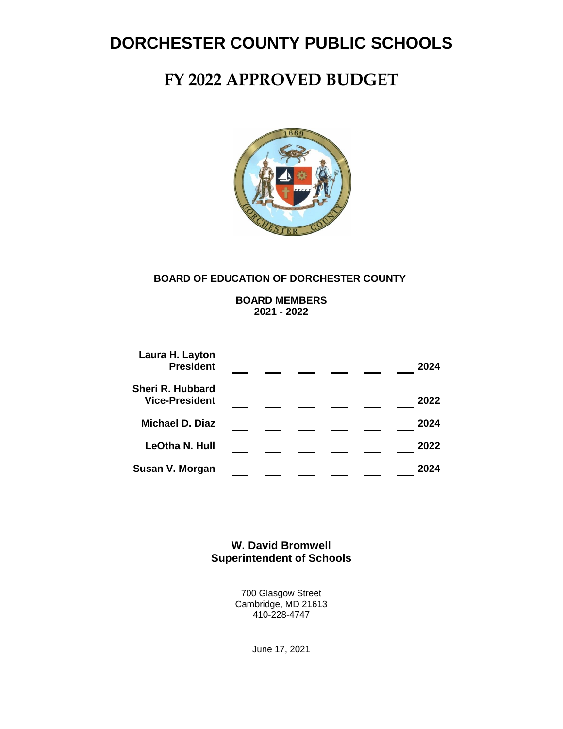# DORCHESTER COUNTY PUBLIC SCHOOLS

# FY 2022 APPROVED BUDGET

**BOARD OF EDUCATION OF DORCHESTER COUNTY**

**BOARD MEMBERS**
**2021 - 2022**

| Name | Term |
|---|---|
| **Laura H. Layton, President** | **2024** |
| **Sheri R. Hubbard, Vice-President** | **2022** |
| **Michael D. Diaz** | **2024** |
| **LeOtha N. Hull** | **2022** |
| **Susan V. Morgan** | **2024** |

**W. David Bromwell**
**Superintendent of Schools**

700 Glasgow Street
Cambridge, MD 21613
410-228-4747

June 17, 2021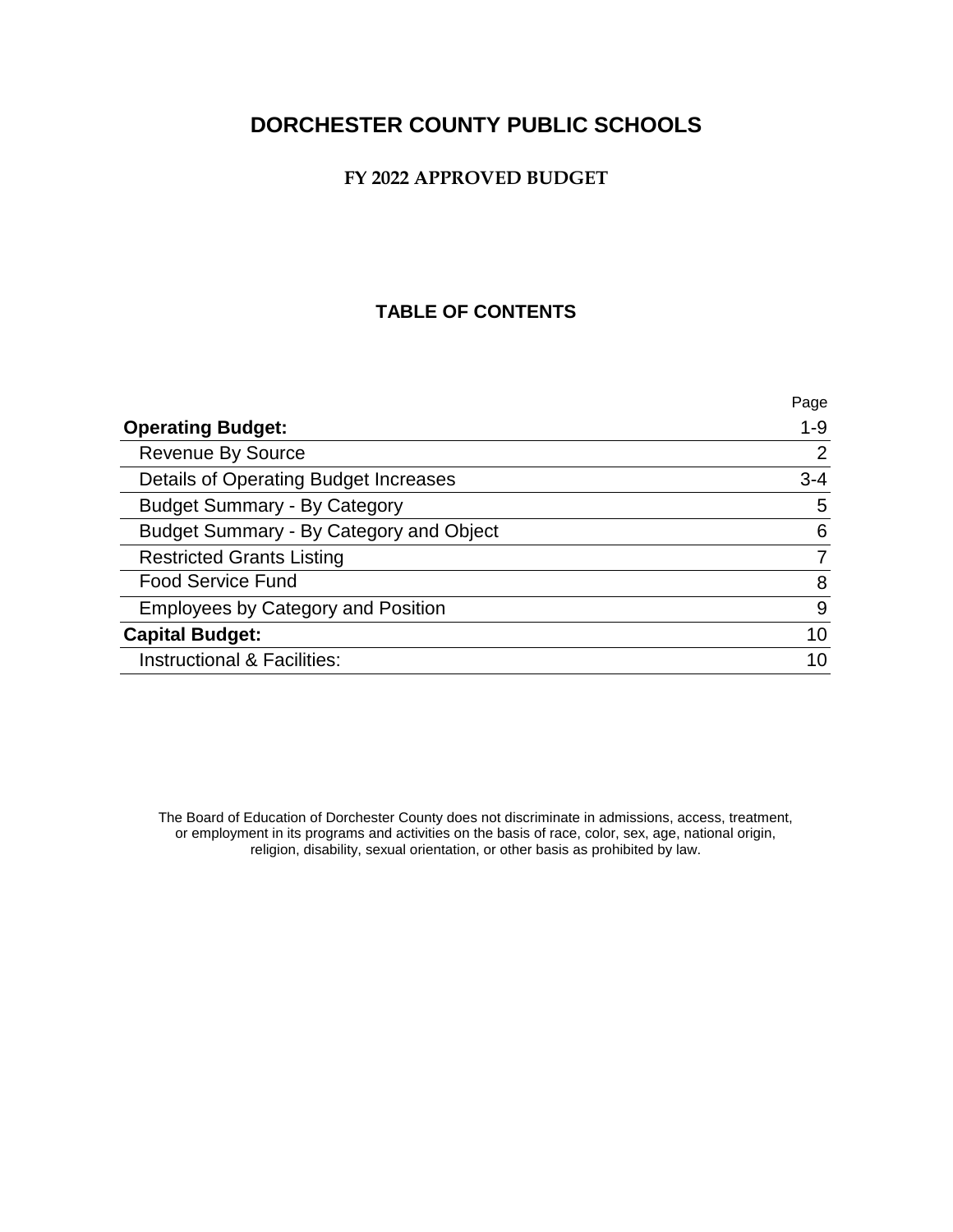# DORCHESTER COUNTY PUBLIC SCHOOLS

## FY 2022 APPROVED BUDGET

### TABLE OF CONTENTS

| | Page |
|---|---|
| **Operating Budget:** | 1-9 |
| Revenue By Source | 2 |
| Details of Operating Budget Increases | 3-4 |
| Budget Summary - By Category | 5 |
| Budget Summary - By Category and Object | 6 |
| Restricted Grants Listing | 7 |
| Food Service Fund | 8 |
| Employees by Category and Position | 9 |
| **Capital Budget:** | 10 |
| Instructional & Facilities: | 10 |

The Board of Education of Dorchester County does not discriminate in admissions, access, treatment, or employment in its programs and activities on the basis of race, color, sex, age, national origin, religion, disability, sexual orientation, or other basis as prohibited by law.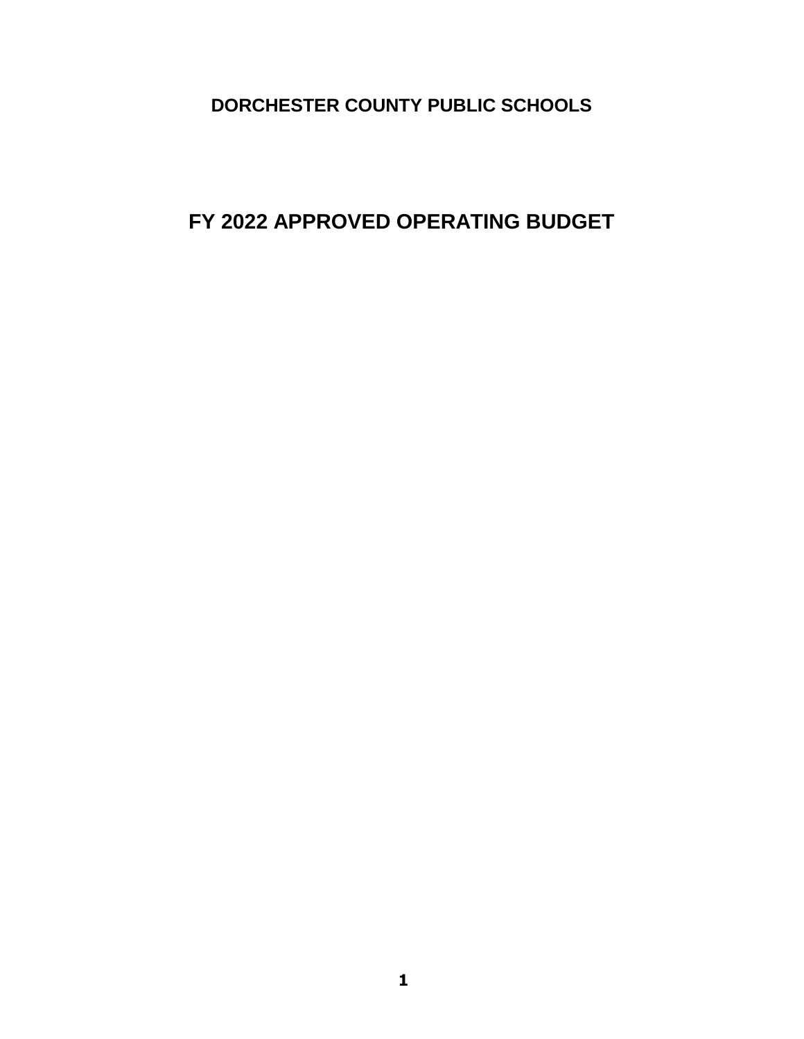# DORCHESTER COUNTY PUBLIC SCHOOLS

# FY 2022 APPROVED OPERATING BUDGET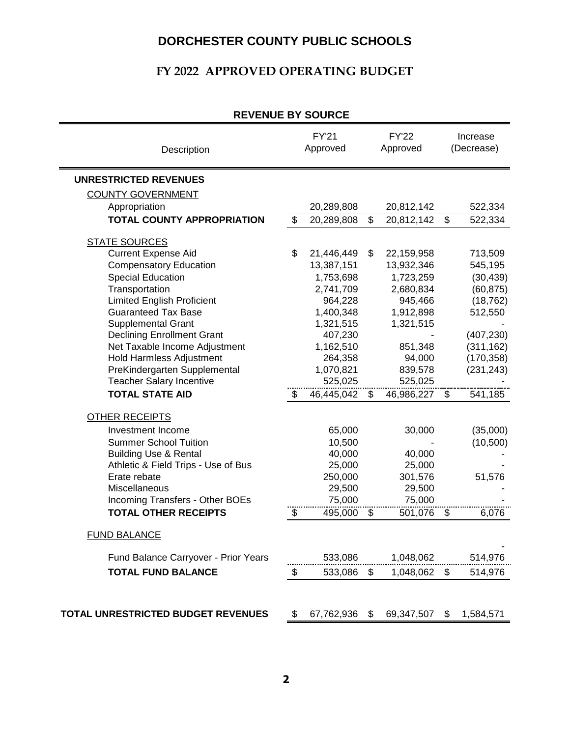# DORCHESTER COUNTY PUBLIC SCHOOLS

## FY 2022 APPROVED OPERATING BUDGET

### REVENUE BY SOURCE

| Description | FY'21 Approved | FY'22 Approved | Increase (Decrease) |
|---|---|---|---|
| **UNRESTRICTED REVENUES** | | | |
| COUNTY GOVERNMENT | | | |
| Appropriation | 20,289,808 | 20,812,142 | 522,334 |
| **TOTAL COUNTY APPROPRIATION** | $ 20,289,808 | $ 20,812,142 | $ 522,334 |
| STATE SOURCES | | | |
| Current Expense Aid | $ 21,446,449 | $ 22,159,958 | 713,509 |
| Compensatory Education | 13,387,151 | 13,932,346 | 545,195 |
| Special Education | 1,753,698 | 1,723,259 | (30,439) |
| Transportation | 2,741,709 | 2,680,834 | (60,875) |
| Limited English Proficient | 964,228 | 945,466 | (18,762) |
| Guaranteed Tax Base | 1,400,348 | 1,912,898 | 512,550 |
| Supplemental Grant | 1,321,515 | 1,321,515 | - |
| Declining Enrollment Grant | 407,230 | - | (407,230) |
| Net Taxable Income Adjustment | 1,162,510 | 851,348 | (311,162) |
| Hold Harmless Adjustment | 264,358 | 94,000 | (170,358) |
| PreKindergarten Supplemental | 1,070,821 | 839,578 | (231,243) |
| Teacher Salary Incentive | 525,025 | 525,025 | - |
| **TOTAL STATE AID** | $ 46,445,042 | $ 46,986,227 | $ 541,185 |
| OTHER RECEIPTS | | | |
| Investment Income | 65,000 | 30,000 | (35,000) |
| Summer School Tuition | 10,500 | - | (10,500) |
| Building Use & Rental | 40,000 | 40,000 | - |
| Athletic & Field Trips - Use of Bus | 25,000 | 25,000 | - |
| Erate rebate | 250,000 | 301,576 | 51,576 |
| Miscellaneous | 29,500 | 29,500 | - |
| Incoming Transfers - Other BOEs | 75,000 | 75,000 | - |
| **TOTAL OTHER RECEIPTS** | $ 495,000 | $ 501,076 | $ 6,076 |
| FUND BALANCE | | | - |
| Fund Balance Carryover - Prior Years | 533,086 | 1,048,062 | 514,976 |
| **TOTAL FUND BALANCE** | $ 533,086 | $ 1,048,062 | $ 514,976 |
| **TOTAL UNRESTRICTED BUDGET REVENUES** | $ 67,762,936 | $ 69,347,507 | $ 1,584,571 |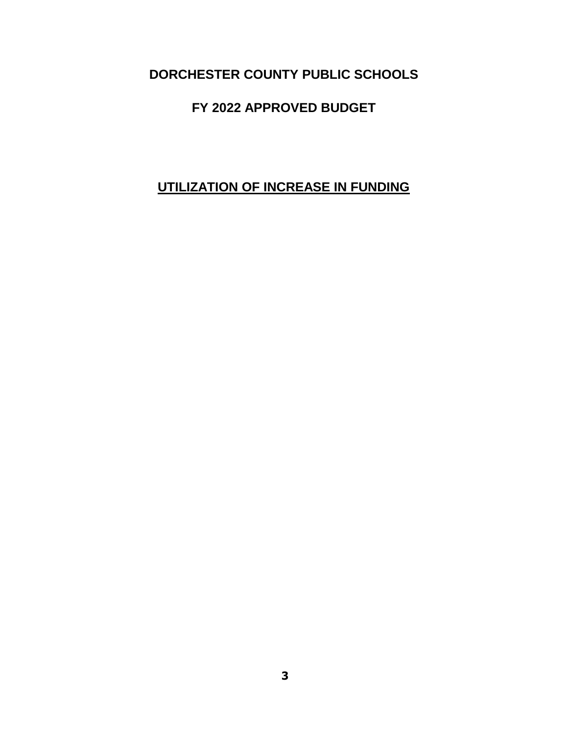# DORCHESTER COUNTY PUBLIC SCHOOLS

# FY 2022 APPROVED BUDGET

## UTILIZATION OF INCREASE IN FUNDING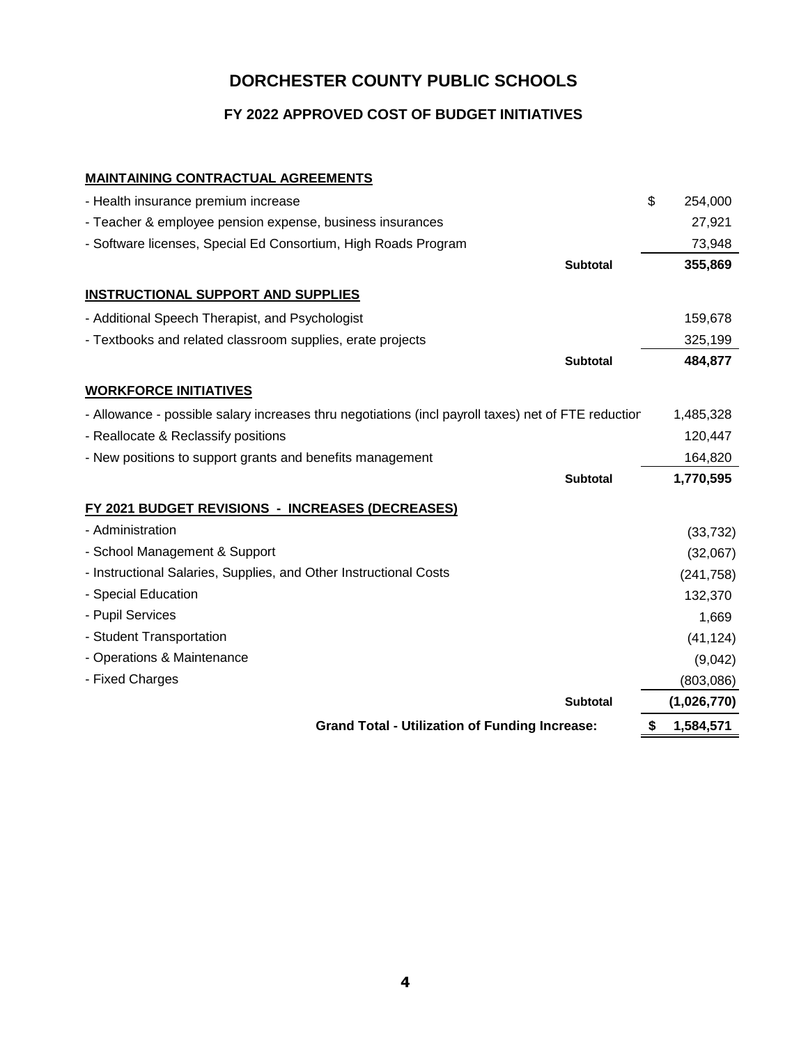# DORCHESTER COUNTY PUBLIC SCHOOLS

## FY 2022 APPROVED COST OF BUDGET INITIATIVES

| | | |
|---|---|---|
| **MAINTAINING CONTRACTUAL AGREEMENTS** | | |
| - Health insurance premium increase | | $ 254,000 |
| - Teacher & employee pension expense, business insurances | | 27,921 |
| - Software licenses, Special Ed Consortium, High Roads Program | | 73,948 |
| | **Subtotal** | **355,869** |
| **INSTRUCTIONAL SUPPORT AND SUPPLIES** | | |
| - Additional Speech Therapist, and Psychologist | | 159,678 |
| - Textbooks and related classroom supplies, erate projects | | 325,199 |
| | **Subtotal** | **484,877** |
| **WORKFORCE INITIATIVES** | | |
| - Allowance - possible salary increases thru negotiations (incl payroll taxes) net of FTE reductior | | 1,485,328 |
| - Reallocate & Reclassify positions | | 120,447 |
| - New positions to support grants and benefits management | | 164,820 |
| | **Subtotal** | **1,770,595** |
| **FY 2021 BUDGET REVISIONS - INCREASES (DECREASES)** | | |
| - Administration | | (33,732) |
| - School Management & Support | | (32,067) |
| - Instructional Salaries, Supplies, and Other Instructional Costs | | (241,758) |
| - Special Education | | 132,370 |
| - Pupil Services | | 1,669 |
| - Student Transportation | | (41,124) |
| - Operations & Maintenance | | (9,042) |
| - Fixed Charges | | (803,086) |
| | **Subtotal** | **(1,026,770)** |
| | **Grand Total - Utilization of Funding Increase:** | **$ 1,584,571** |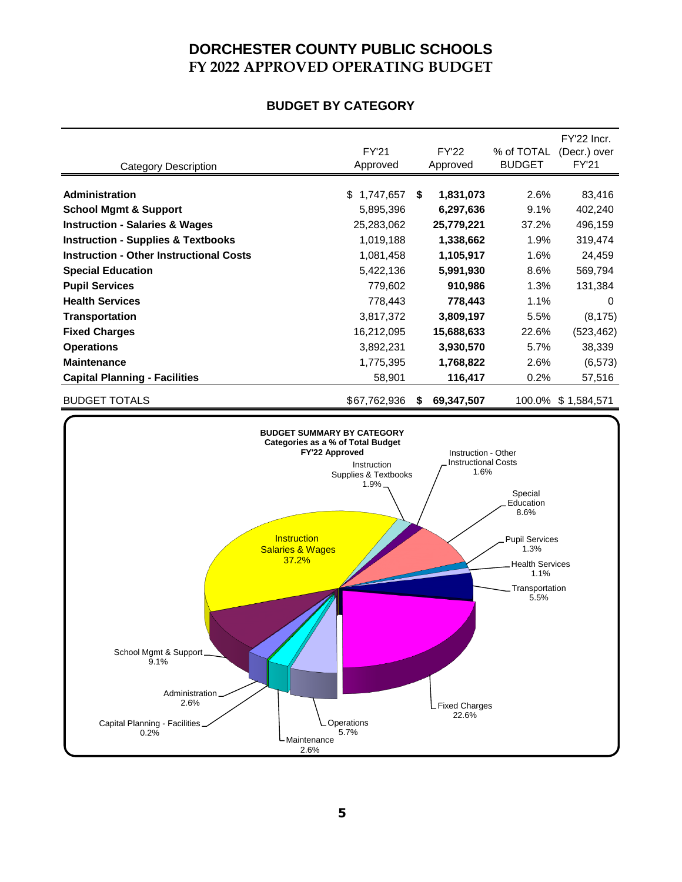# DORCHESTER COUNTY PUBLIC SCHOOLS
# FY 2022 APPROVED OPERATING BUDGET

## BUDGET BY CATEGORY

| Category Description | FY'21 Approved | FY'22 Approved | % of TOTAL BUDGET | FY'22 Incr. (Decr.) over FY'21 |
|---|---|---|---|---|
| **Administration** | $ 1,747,657 | **$ 1,831,073** | 2.6% | 83,416 |
| **School Mgmt & Support** | 5,895,396 | **6,297,636** | 9.1% | 402,240 |
| **Instruction - Salaries & Wages** | 25,283,062 | **25,779,221** | 37.2% | 496,159 |
| **Instruction - Supplies & Textbooks** | 1,019,188 | **1,338,662** | 1.9% | 319,474 |
| **Instruction - Other Instructional Costs** | 1,081,458 | **1,105,917** | 1.6% | 24,459 |
| **Special Education** | 5,422,136 | **5,991,930** | 8.6% | 569,794 |
| **Pupil Services** | 779,602 | **910,986** | 1.3% | 131,384 |
| **Health Services** | 778,443 | **778,443** | 1.1% | 0 |
| **Transportation** | 3,817,372 | **3,809,197** | 5.5% | (8,175) |
| **Fixed Charges** | 16,212,095 | **15,688,633** | 22.6% | (523,462) |
| **Operations** | 3,892,231 | **3,930,570** | 5.7% | 38,339 |
| **Maintenance** | 1,775,395 | **1,768,822** | 2.6% | (6,573) |
| **Capital Planning - Facilities** | 58,901 | **116,417** | 0.2% | 57,516 |
| BUDGET TOTALS | $67,762,936 | **$ 69,347,507** | 100.0% | $ 1,584,571 |

**BUDGET SUMMARY BY CATEGORY**
**Categories as a % of Total Budget**
**FY'22 Approved**

- Instruction Salaries & Wages 37.2%
- Instruction Supplies & Textbooks 1.9%
- Instruction - Other Instructional Costs 1.6%
- Special Education 8.6%
- Pupil Services 1.3%
- Health Services 1.1%
- Transportation 5.5%
- Fixed Charges 22.6%
- Operations 5.7%
- Maintenance 2.6%
- Capital Planning - Facilities 0.2%
- Administration 2.6%
- School Mgmt & Support 9.1%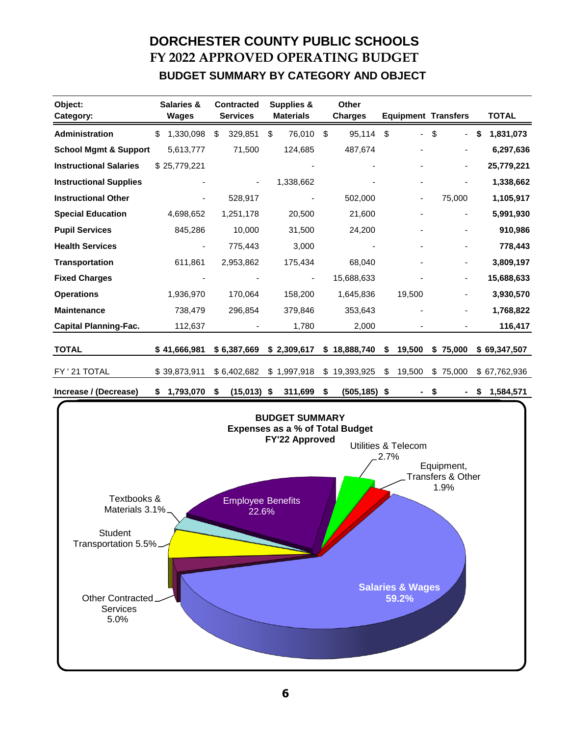# DORCHESTER COUNTY PUBLIC SCHOOLS
# FY 2022 APPROVED OPERATING BUDGET
## BUDGET SUMMARY BY CATEGORY AND OBJECT

| Object: Category: | Salaries & Wages | Contracted Services | Supplies & Materials | Other Charges | Equipment | Transfers | TOTAL |
|---|---|---|---|---|---|---|---|
| **Administration** | $ 1,330,098 | $ 329,851 | $ 76,010 | $ 95,114 | $ - | $ - | **$ 1,831,073** |
| **School Mgmt & Support** | 5,613,777 | 71,500 | 124,685 | 487,674 | - | - | **6,297,636** |
| **Instructional Salaries** | $ 25,779,221 | | - | - | - | - | **25,779,221** |
| **Instructional Supplies** | - | - | 1,338,662 | - | - | - | **1,338,662** |
| **Instructional Other** | - | 528,917 | - | 502,000 | - | 75,000 | **1,105,917** |
| **Special Education** | 4,698,652 | 1,251,178 | 20,500 | 21,600 | - | - | **5,991,930** |
| **Pupil Services** | 845,286 | 10,000 | 31,500 | 24,200 | - | - | **910,986** |
| **Health Services** | - | 775,443 | 3,000 | - | - | - | **778,443** |
| **Transportation** | 611,861 | 2,953,862 | 175,434 | 68,040 | - | - | **3,809,197** |
| **Fixed Charges** | - | - | - | 15,688,633 | - | - | **15,688,633** |
| **Operations** | 1,936,970 | 170,064 | 158,200 | 1,645,836 | 19,500 | - | **3,930,570** |
| **Maintenance** | 738,479 | 296,854 | 379,846 | 353,643 | - | - | **1,768,822** |
| **Capital Planning-Fac.** | 112,637 | - | 1,780 | 2,000 | - | - | **116,417** |
| **TOTAL** | **$ 41,666,981** | **$ 6,387,669** | **$ 2,309,617** | **$ 18,888,740** | **$ 19,500** | **$ 75,000** | **$ 69,347,507** |
| FY ' 21 TOTAL | $ 39,873,911 | $ 6,402,682 | $ 1,997,918 | $ 19,393,925 | $ 19,500 | $ 75,000 | $ 67,762,936 |
| **Increase / (Decrease)** | **$ 1,793,070** | **$ (15,013)** | **$ 311,699** | **$ (505,185)** | **$ -** | **$ -** | **$ 1,584,571** |

**BUDGET SUMMARY**
**Expenses as a % of Total Budget**
**FY'22 Approved**

- Salaries & Wages 59.2%
- Employee Benefits 22.6%
- Student Transportation 5.5%
- Other Contracted Services 5.0%
- Textbooks & Materials 3.1%
- Utilities & Telecom 2.7%
- Equipment, Transfers & Other 1.9%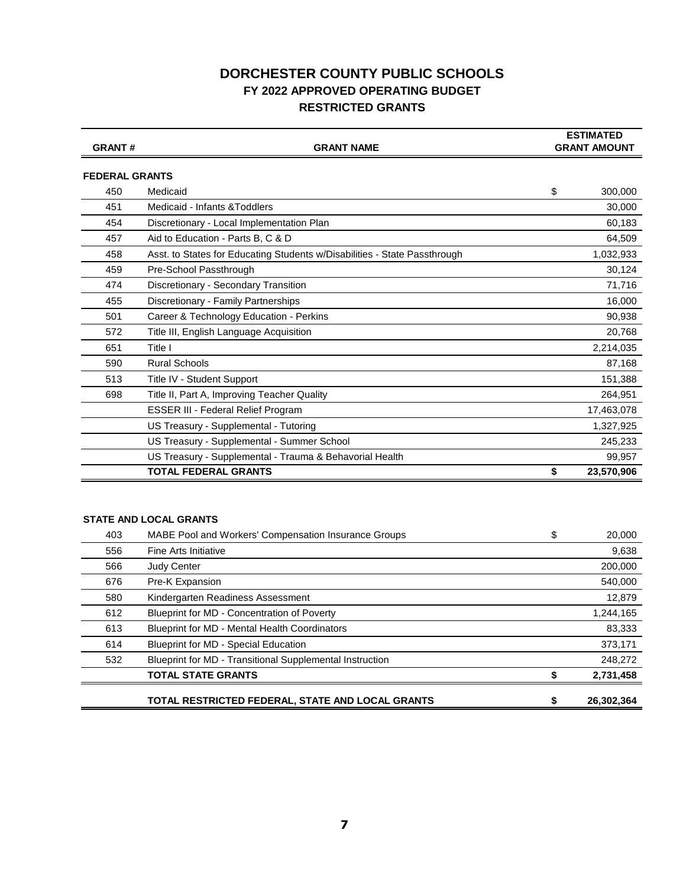# DORCHESTER COUNTY PUBLIC SCHOOLS

## FY 2022 APPROVED OPERATING BUDGET

## RESTRICTED GRANTS

| GRANT # | GRANT NAME | ESTIMATED GRANT AMOUNT |
|---|---|---|
| **FEDERAL GRANTS** | | |
| 450 | Medicaid | $ 300,000 |
| 451 | Medicaid - Infants &Toddlers | 30,000 |
| 454 | Discretionary - Local Implementation Plan | 60,183 |
| 457 | Aid to Education - Parts B, C & D | 64,509 |
| 458 | Asst. to States for Educating Students w/Disabilities - State Passthrough | 1,032,933 |
| 459 | Pre-School Passthrough | 30,124 |
| 474 | Discretionary - Secondary Transition | 71,716 |
| 455 | Discretionary - Family Partnerships | 16,000 |
| 501 | Career & Technology Education - Perkins | 90,938 |
| 572 | Title III, English Language Acquisition | 20,768 |
| 651 | Title I | 2,214,035 |
| 590 | Rural Schools | 87,168 |
| 513 | Title IV - Student Support | 151,388 |
| 698 | Title II, Part A, Improving Teacher Quality | 264,951 |
| | ESSER III - Federal Relief Program | 17,463,078 |
| | US Treasury - Supplemental - Tutoring | 1,327,925 |
| | US Treasury - Supplemental - Summer School | 245,233 |
| | US Treasury - Supplemental - Trauma & Behavorial Health | 99,957 |
| | **TOTAL FEDERAL GRANTS** | **$ 23,570,906** |

| GRANT # | GRANT NAME | ESTIMATED GRANT AMOUNT |
|---|---|---|
| **STATE AND LOCAL GRANTS** | | |
| 403 | MABE Pool and Workers' Compensation Insurance Groups | $ 20,000 |
| 556 | Fine Arts Initiative | 9,638 |
| 566 | Judy Center | 200,000 |
| 676 | Pre-K Expansion | 540,000 |
| 580 | Kindergarten Readiness Assessment | 12,879 |
| 612 | Blueprint for MD - Concentration of Poverty | 1,244,165 |
| 613 | Blueprint for MD - Mental Health Coordinators | 83,333 |
| 614 | Blueprint for MD - Special Education | 373,171 |
| 532 | Blueprint for MD - Transitional Supplemental Instruction | 248,272 |
| | **TOTAL STATE GRANTS** | **$ 2,731,458** |
| | **TOTAL RESTRICTED FEDERAL, STATE AND LOCAL GRANTS** | **$ 26,302,364** |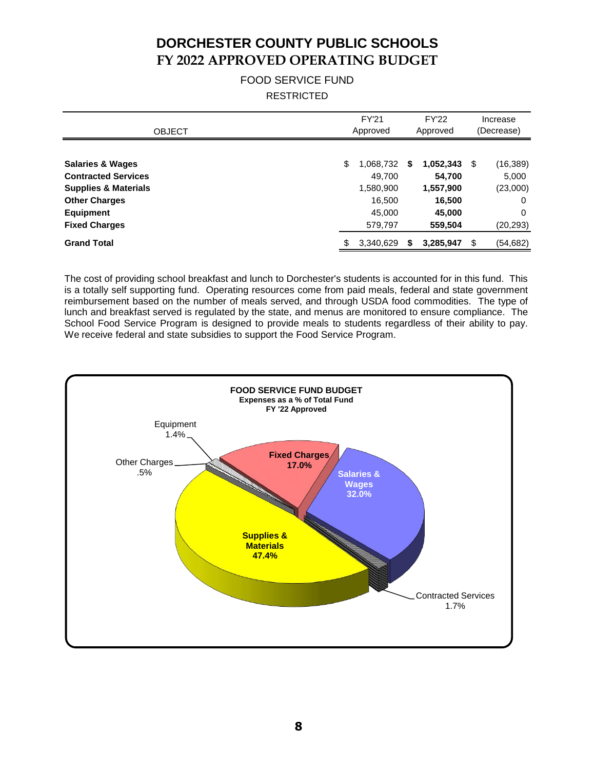# DORCHESTER COUNTY PUBLIC SCHOOLS
# FY 2022 APPROVED OPERATING BUDGET

## FOOD SERVICE FUND

### RESTRICTED

| OBJECT | FY'21 Approved | FY'22 Approved | Increase (Decrease) |
|---|---|---|---|
| **Salaries & Wages** | $ 1,068,732 | **$ 1,052,343** | $ (16,389) |
| **Contracted Services** | 49,700 | **54,700** | 5,000 |
| **Supplies & Materials** | 1,580,900 | **1,557,900** | (23,000) |
| **Other Charges** | 16,500 | **16,500** | 0 |
| **Equipment** | 45,000 | **45,000** | 0 |
| **Fixed Charges** | 579,797 | **559,504** | (20,293) |
| **Grand Total** | $ 3,340,629 | **$ 3,285,947** | $ (54,682) |

The cost of providing school breakfast and lunch to Dorchester's students is accounted for in this fund. This is a totally self supporting fund. Operating resources come from paid meals, federal and state government reimbursement based on the number of meals served, and through USDA food commodities. The type of lunch and breakfast served is regulated by the state, and menus are monitored to ensure compliance. The School Food Service Program is designed to provide meals to students regardless of their ability to pay. We receive federal and state subsidies to support the Food Service Program.

**FOOD SERVICE FUND BUDGET**
**Expenses as a % of Total Fund**
**FY '22 Approved**

| Category | % |
|---|---|
| Supplies & Materials | 47.4% |
| Salaries & Wages | 32.0% |
| Fixed Charges | 17.0% |
| Contracted Services | 1.7% |
| Equipment | 1.4% |
| Other Charges | .5% |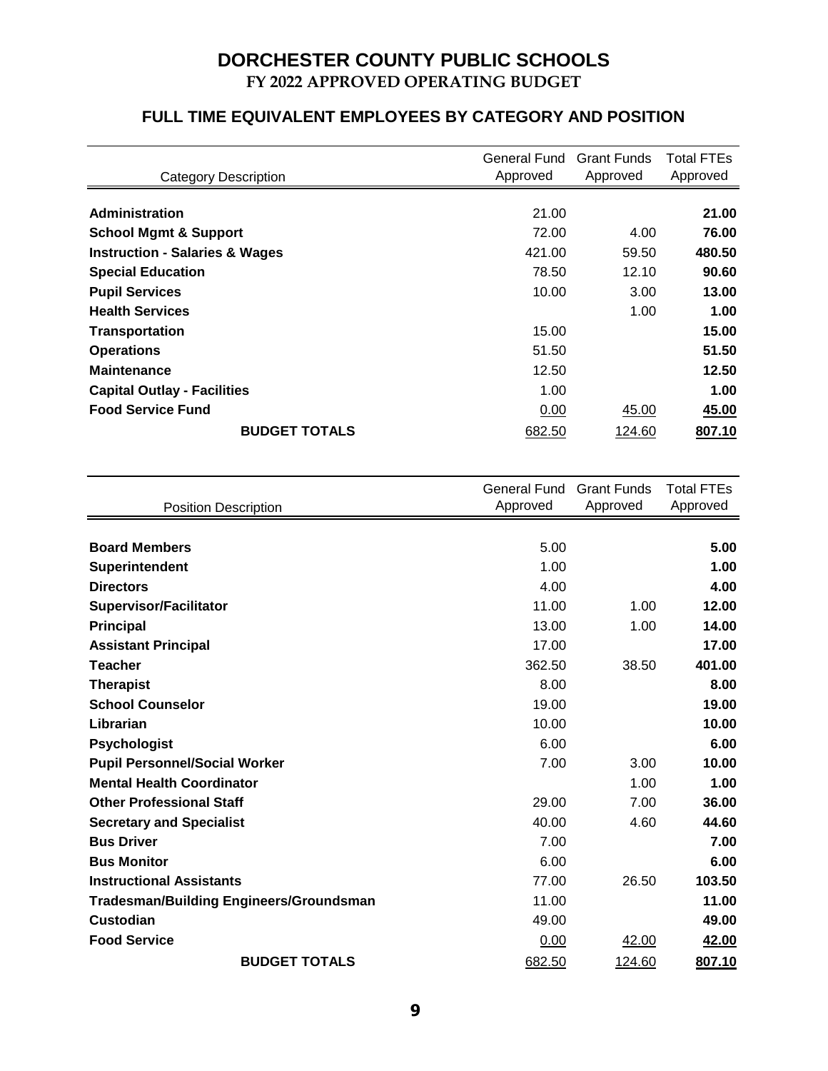# DORCHESTER COUNTY PUBLIC SCHOOLS

## FY 2022 APPROVED OPERATING BUDGET

### FULL TIME EQUIVALENT EMPLOYEES BY CATEGORY AND POSITION

| Category Description | General Fund Approved | Grant Funds Approved | Total FTEs Approved |
|---|---|---|---|
| **Administration** | 21.00 | | **21.00** |
| **School Mgmt & Support** | 72.00 | 4.00 | **76.00** |
| **Instruction - Salaries & Wages** | 421.00 | 59.50 | **480.50** |
| **Special Education** | 78.50 | 12.10 | **90.60** |
| **Pupil Services** | 10.00 | 3.00 | **13.00** |
| **Health Services** | | 1.00 | **1.00** |
| **Transportation** | 15.00 | | **15.00** |
| **Operations** | 51.50 | | **51.50** |
| **Maintenance** | 12.50 | | **12.50** |
| **Capital Outlay - Facilities** | 1.00 | | **1.00** |
| **Food Service Fund** | 0.00 | 45.00 | **45.00** |
| **BUDGET TOTALS** | 682.50 | 124.60 | **807.10** |

| Position Description | General Fund Approved | Grant Funds Approved | Total FTEs Approved |
|---|---|---|---|
| **Board Members** | 5.00 | | **5.00** |
| **Superintendent** | 1.00 | | **1.00** |
| **Directors** | 4.00 | | **4.00** |
| **Supervisor/Facilitator** | 11.00 | 1.00 | **12.00** |
| **Principal** | 13.00 | 1.00 | **14.00** |
| **Assistant Principal** | 17.00 | | **17.00** |
| **Teacher** | 362.50 | 38.50 | **401.00** |
| **Therapist** | 8.00 | | **8.00** |
| **School Counselor** | 19.00 | | **19.00** |
| **Librarian** | 10.00 | | **10.00** |
| **Psychologist** | 6.00 | | **6.00** |
| **Pupil Personnel/Social Worker** | 7.00 | 3.00 | **10.00** |
| **Mental Health Coordinator** | | 1.00 | **1.00** |
| **Other Professional Staff** | 29.00 | 7.00 | **36.00** |
| **Secretary and Specialist** | 40.00 | 4.60 | **44.60** |
| **Bus Driver** | 7.00 | | **7.00** |
| **Bus Monitor** | 6.00 | | **6.00** |
| **Instructional Assistants** | 77.00 | 26.50 | **103.50** |
| **Tradesman/Building Engineers/Groundsman** | 11.00 | | **11.00** |
| **Custodian** | 49.00 | | **49.00** |
| **Food Service** | 0.00 | 42.00 | **42.00** |
| **BUDGET TOTALS** | 682.50 | 124.60 | **807.10** |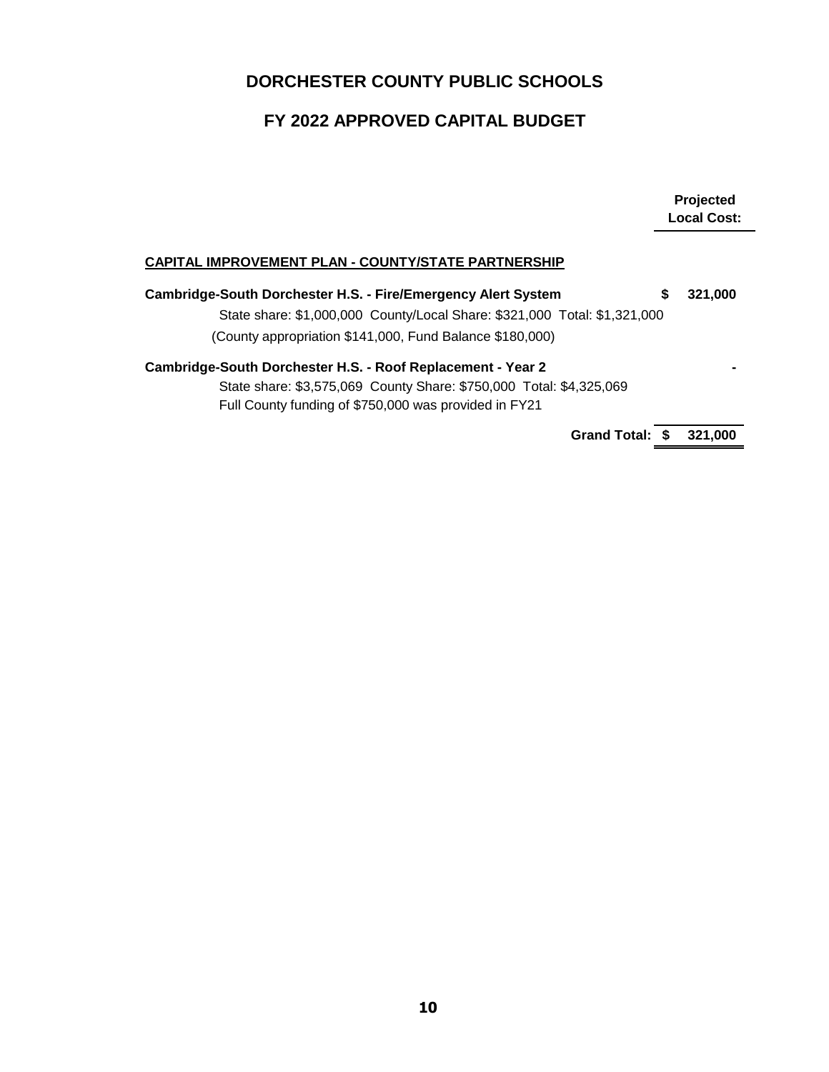# DORCHESTER COUNTY PUBLIC SCHOOLS

## FY 2022 APPROVED CAPITAL BUDGET

| | Projected Local Cost: |
|---|---|
| **CAPITAL IMPROVEMENT PLAN - COUNTY/STATE PARTNERSHIP** | |
| **Cambridge-South Dorchester H.S. - Fire/Emergency Alert System** | **$ 321,000** |
| State share: $1,000,000 County/Local Share: $321,000 Total: $1,321,000 | |
| (County appropriation $141,000, Fund Balance $180,000) | |
| **Cambridge-South Dorchester H.S. - Roof Replacement - Year 2** | **-** |
| State share: $3,575,069 County Share: $750,000 Total: $4,325,069 | |
| Full County funding of $750,000 was provided in FY21 | |
| **Grand Total:** | **$ 321,000** |